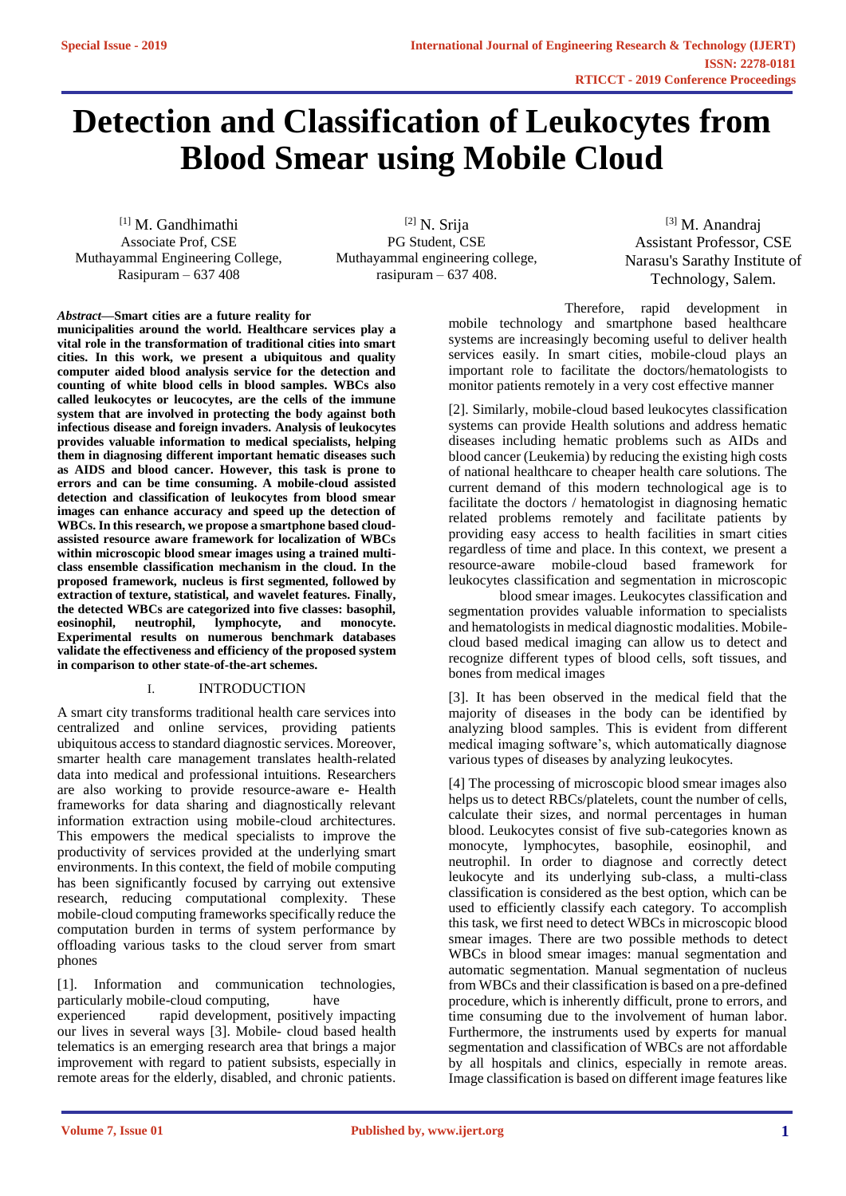# Detection and Classification of Leukocytes from Blood Smear using Mobile Cloud

[1] M. Gandhimathi
Associate Prof, CSE
Muthayammal Engineering College,
Rasipuram – 637 408

[2] N. Srija
PG Student, CSE
Muthayammal engineering college,
rasipuram – 637 408.

[3] M. Anandraj
Assistant Professor, CSE
Narasu's Sarathy Institute of Technology, Salem.

***Abstract*—Smart cities are a future reality for municipalities around the world. Healthcare services play a vital role in the transformation of traditional cities into smart cities. In this work, we present a ubiquitous and quality computer aided blood analysis service for the detection and counting of white blood cells in blood samples. WBCs also called leukocytes or leucocytes, are the cells of the immune system that are involved in protecting the body against both infectious disease and foreign invaders. Analysis of leukocytes provides valuable information to medical specialists, helping them in diagnosing different important hematic diseases such as AIDS and blood cancer. However, this task is prone to errors and can be time consuming. A mobile-cloud assisted detection and classification of leukocytes from blood smear images can enhance accuracy and speed up the detection of WBCs. In this research, we propose a smartphone based cloud-assisted resource aware framework for localization of WBCs within microscopic blood smear images using a trained multi-class ensemble classification mechanism in the cloud. In the proposed framework, nucleus is first segmented, followed by extraction of texture, statistical, and wavelet features. Finally, the detected WBCs are categorized into five classes: basophil, eosinophil, neutrophil, lymphocyte, and monocyte. Experimental results on numerous benchmark databases validate the effectiveness and efficiency of the proposed system in comparison to other state-of-the-art schemes.**

## I. INTRODUCTION

A smart city transforms traditional health care services into centralized and online services, providing patients ubiquitous access to standard diagnostic services. Moreover, smarter health care management translates health-related data into medical and professional intuitions. Researchers are also working to provide resource-aware e- Health frameworks for data sharing and diagnostically relevant information extraction using mobile-cloud architectures. This empowers the medical specialists to improve the productivity of services provided at the underlying smart environments. In this context, the field of mobile computing has been significantly focused by carrying out extensive research, reducing computational complexity. These mobile-cloud computing frameworks specifically reduce the computation burden in terms of system performance by offloading various tasks to the cloud server from smart phones

[1]. Information and communication technologies, particularly mobile-cloud computing, have experienced rapid development, positively impacting our lives in several ways [3]. Mobile- cloud based health telematics is an emerging research area that brings a major improvement with regard to patient subsists, especially in remote areas for the elderly, disabled, and chronic patients. Therefore, rapid development in mobile technology and smartphone based healthcare systems are increasingly becoming useful to deliver health services easily. In smart cities, mobile-cloud plays an important role to facilitate the doctors/hematologists to monitor patients remotely in a very cost effective manner

[2]. Similarly, mobile-cloud based leukocytes classification systems can provide Health solutions and address hematic diseases including hematic problems such as AIDs and blood cancer (Leukemia) by reducing the existing high costs of national healthcare to cheaper health care solutions. The current demand of this modern technological age is to facilitate the doctors / hematologist in diagnosing hematic related problems remotely and facilitate patients by providing easy access to health facilities in smart cities regardless of time and place. In this context, we present a resource-aware mobile-cloud based framework for leukocytes classification and segmentation in microscopic blood smear images. Leukocytes classification and segmentation provides valuable information to specialists and hematologists in medical diagnostic modalities. Mobile-cloud based medical imaging can allow us to detect and recognize different types of blood cells, soft tissues, and bones from medical images

[3]. It has been observed in the medical field that the majority of diseases in the body can be identified by analyzing blood samples. This is evident from different medical imaging software's, which automatically diagnose various types of diseases by analyzing leukocytes.

[4] The processing of microscopic blood smear images also helps us to detect RBCs/platelets, count the number of cells, calculate their sizes, and normal percentages in human blood. Leukocytes consist of five sub-categories known as monocyte, lymphocytes, basophile, eosinophil, and neutrophil. In order to diagnose and correctly detect leukocyte and its underlying sub-class, a multi-class classification is considered as the best option, which can be used to efficiently classify each category. To accomplish this task, we first need to detect WBCs in microscopic blood smear images. There are two possible methods to detect WBCs in blood smear images: manual segmentation and automatic segmentation. Manual segmentation of nucleus from WBCs and their classification is based on a pre-defined procedure, which is inherently difficult, prone to errors, and time consuming due to the involvement of human labor. Furthermore, the instruments used by experts for manual segmentation and classification of WBCs are not affordable by all hospitals and clinics, especially in remote areas. Image classification is based on different image features like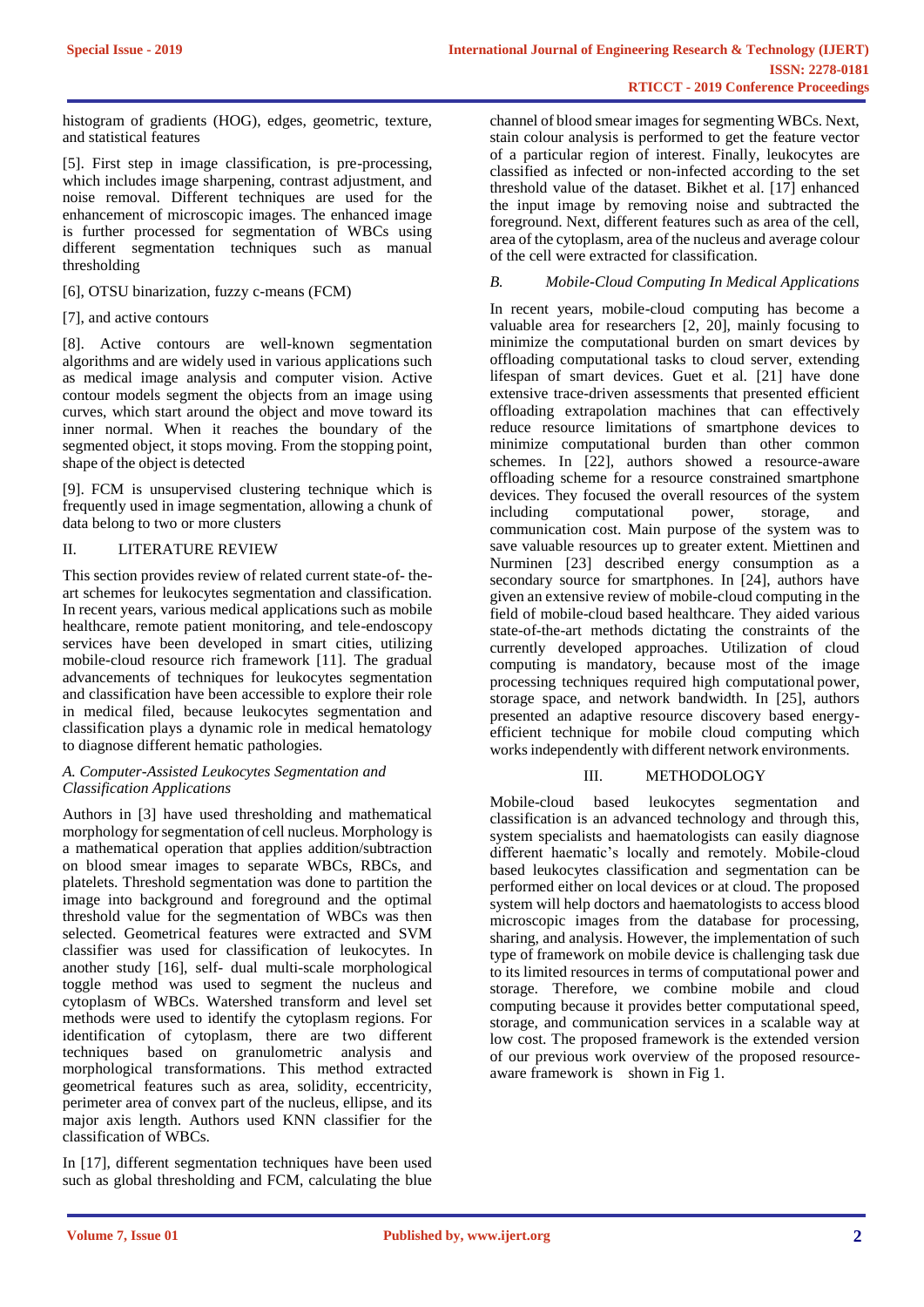histogram of gradients (HOG), edges, geometric, texture, and statistical features

[5]. First step in image classification, is pre-processing, which includes image sharpening, contrast adjustment, and noise removal. Different techniques are used for the enhancement of microscopic images. The enhanced image is further processed for segmentation of WBCs using different segmentation techniques such as manual thresholding

[6], OTSU binarization, fuzzy c-means (FCM)

[7], and active contours

[8]. Active contours are well-known segmentation algorithms and are widely used in various applications such as medical image analysis and computer vision. Active contour models segment the objects from an image using curves, which start around the object and move toward its inner normal. When it reaches the boundary of the segmented object, it stops moving. From the stopping point, shape of the object is detected

[9]. FCM is unsupervised clustering technique which is frequently used in image segmentation, allowing a chunk of data belong to two or more clusters

## II. LITERATURE REVIEW

This section provides review of related current state-of- the-art schemes for leukocytes segmentation and classification. In recent years, various medical applications such as mobile healthcare, remote patient monitoring, and tele-endoscopy services have been developed in smart cities, utilizing mobile-cloud resource rich framework [11]. The gradual advancements of techniques for leukocytes segmentation and classification have been accessible to explore their role in medical filed, because leukocytes segmentation and classification plays a dynamic role in medical hematology to diagnose different hematic pathologies.

### *A. Computer-Assisted Leukocytes Segmentation and Classification Applications*

Authors in [3] have used thresholding and mathematical morphology for segmentation of cell nucleus. Morphology is a mathematical operation that applies addition/subtraction on blood smear images to separate WBCs, RBCs, and platelets. Threshold segmentation was done to partition the image into background and foreground and the optimal threshold value for the segmentation of WBCs was then selected. Geometrical features were extracted and SVM classifier was used for classification of leukocytes. In another study [16], self- dual multi-scale morphological toggle method was used to segment the nucleus and cytoplasm of WBCs. Watershed transform and level set methods were used to identify the cytoplasm regions. For identification of cytoplasm, there are two different techniques based on granulometric analysis and morphological transformations. This method extracted geometrical features such as area, solidity, eccentricity, perimeter area of convex part of the nucleus, ellipse, and its major axis length. Authors used KNN classifier for the classification of WBCs.

In [17], different segmentation techniques have been used such as global thresholding and FCM, calculating the blue channel of blood smear images for segmenting WBCs. Next, stain colour analysis is performed to get the feature vector of a particular region of interest. Finally, leukocytes are classified as infected or non-infected according to the set threshold value of the dataset. Bikhet et al. [17] enhanced the input image by removing noise and subtracted the foreground. Next, different features such as area of the cell, area of the cytoplasm, area of the nucleus and average colour of the cell were extracted for classification.

### *B. Mobile-Cloud Computing In Medical Applications*

In recent years, mobile-cloud computing has become a valuable area for researchers [2, 20], mainly focusing to minimize the computational burden on smart devices by offloading computational tasks to cloud server, extending lifespan of smart devices. Guet et al. [21] have done extensive trace-driven assessments that presented efficient offloading extrapolation machines that can effectively reduce resource limitations of smartphone devices to minimize computational burden than other common schemes. In [22], authors showed a resource-aware offloading scheme for a resource constrained smartphone devices. They focused the overall resources of the system including computational power, storage, and communication cost. Main purpose of the system was to save valuable resources up to greater extent. Miettinen and Nurminen [23] described energy consumption as a secondary source for smartphones. In [24], authors have given an extensive review of mobile-cloud computing in the field of mobile-cloud based healthcare. They aided various state-of-the-art methods dictating the constraints of the currently developed approaches. Utilization of cloud computing is mandatory, because most of the image processing techniques required high computational power, storage space, and network bandwidth. In [25], authors presented an adaptive resource discovery based energy-efficient technique for mobile cloud computing which works independently with different network environments.

## III. METHODOLOGY

Mobile-cloud based leukocytes segmentation and classification is an advanced technology and through this, system specialists and haematologists can easily diagnose different haematic's locally and remotely. Mobile-cloud based leukocytes classification and segmentation can be performed either on local devices or at cloud. The proposed system will help doctors and haematologists to access blood microscopic images from the database for processing, sharing, and analysis. However, the implementation of such type of framework on mobile device is challenging task due to its limited resources in terms of computational power and storage. Therefore, we combine mobile and cloud computing because it provides better computational speed, storage, and communication services in a scalable way at low cost. The proposed framework is the extended version of our previous work overview of the proposed resource-aware framework is shown in Fig 1.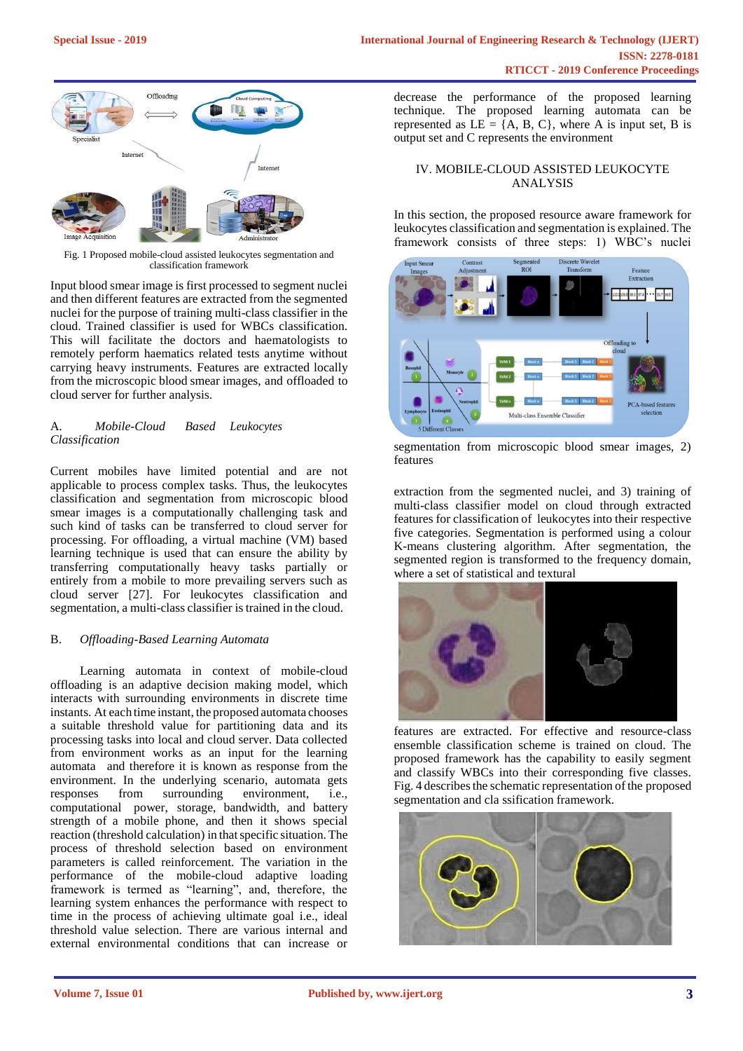Offloading

Cloud Computing

Specialist

Internet

Internet

Image Acquisition

Administrator

Fig. 1 Proposed mobile-cloud assisted leukocytes segmentation and classification framework

Input blood smear image is first processed to segment nuclei and then different features are extracted from the segmented nuclei for the purpose of training multi-class classifier in the cloud. Trained classifier is used for WBCs classification. This will facilitate the doctors and haematologists to remotely perform haematics related tests anytime without carrying heavy instruments. Features are extracted locally from the microscopic blood smear images, and offloaded to cloud server for further analysis.

### A. *Mobile-Cloud Based Leukocytes Classification*

Current mobiles have limited potential and are not applicable to process complex tasks. Thus, the leukocytes classification and segmentation from microscopic blood smear images is a computationally challenging task and such kind of tasks can be transferred to cloud server for processing. For offloading, a virtual machine (VM) based learning technique is used that can ensure the ability by transferring computationally heavy tasks partially or entirely from a mobile to more prevailing servers such as cloud server [27]. For leukocytes classification and segmentation, a multi-class classifier is trained in the cloud.

### B. *Offloading-Based Learning Automata*

Learning automata in context of mobile-cloud offloading is an adaptive decision making model, which interacts with surrounding environments in discrete time instants. At each time instant, the proposed automata chooses a suitable threshold value for partitioning data and its processing tasks into local and cloud server. Data collected from environment works as an input for the learning automata and therefore it is known as response from the environment. In the underlying scenario, automata gets responses from surrounding environment, i.e., computational power, storage, bandwidth, and battery strength of a mobile phone, and then it shows special reaction (threshold calculation) in that specific situation. The process of threshold selection based on environment parameters is called reinforcement. The variation in the performance of the mobile-cloud adaptive loading framework is termed as "learning", and, therefore, the learning system enhances the performance with respect to time in the process of achieving ultimate goal i.e., ideal threshold value selection. There are various internal and external environmental conditions that can increase or decrease the performance of the proposed learning technique. The proposed learning automata can be represented as LE = {A, B, C}, where A is input set, B is output set and C represents the environment

## IV. MOBILE-CLOUD ASSISTED LEUKOCYTE ANALYSIS

In this section, the proposed resource aware framework for leukocytes classification and segmentation is explained. The framework consists of three steps: 1) WBC's nuclei segmentation from microscopic blood smear images, 2) features

Input Smear Images

Contrast Adjustment

Segmented ROI

Discrete Wavelet Transform

Feature Extraction

Offloading to cloud

Basophil

Monocyte

Neutrophil

Lymphocyte

Eosinophil

5 Different Classes

SVM 1

SVM 2

SVM n

Multi-class Ensemble Classifier

PCA-based features selection

extraction from the segmented nuclei, and 3) training of multi-class classifier model on cloud through extracted features for classification of leukocytes into their respective five categories. Segmentation is performed using a colour K-means clustering algorithm. After segmentation, the segmented region is transformed to the frequency domain, where a set of statistical and textural features are extracted. For effective and resource-class ensemble classification scheme is trained on cloud. The proposed framework has the capability to easily segment and classify WBCs into their corresponding five classes. Fig. 4 describes the schematic representation of the proposed segmentation and cla ssification framework.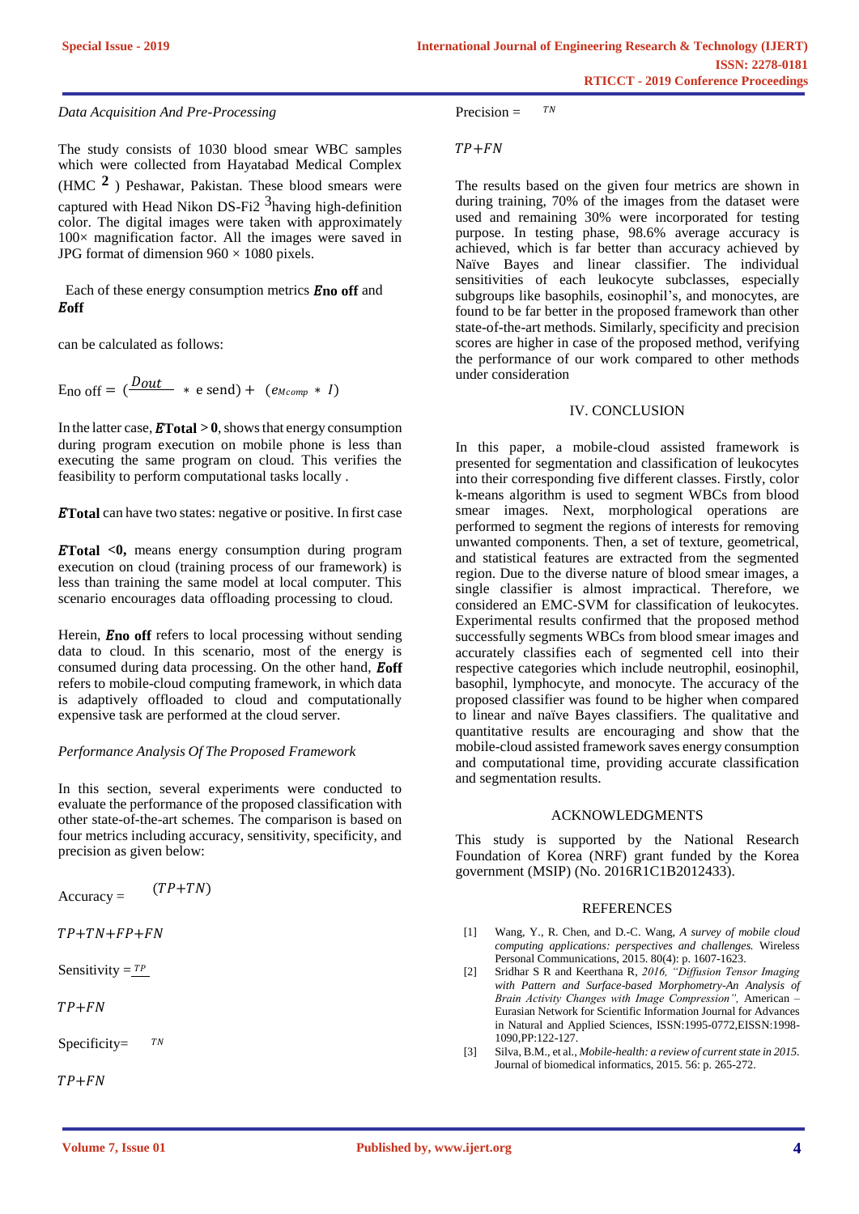*Data Acquisition And Pre-Processing*

The study consists of 1030 blood smear WBC samples which were collected from Hayatabad Medical Complex (HMC [2] ) Peshawar, Pakistan. These blood smears were captured with Head Nikon DS-Fi2 [3]having high-definition color. The digital images were taken with approximately 100× magnification factor. All the images were saved in JPG format of dimension 960 × 1080 pixels.

Each of these energy consumption metrics $E$**no off** and $E$**off**

can be calculated as follows:

$$\text{Eno off} = \left(\frac{Dout}{} * \text{e send}\right) + \left(e_{Mcomp} * I\right)$$

In the latter case, $E$**Total > 0**, shows that energy consumption during program execution on mobile phone is less than executing the same program on cloud. This verifies the feasibility to perform computational tasks locally .

$E$**Total** can have two states: negative or positive. In first case

$E$**Total <0,** means energy consumption during program execution on cloud (training process of our framework) is less than training the same model at local computer. This scenario encourages data offloading processing to cloud.

Herein, $E$**no off** refers to local processing without sending data to cloud. In this scenario, most of the energy is consumed during data processing. On the other hand, $E$**off** refers to mobile-cloud computing framework, in which data is adaptively offloaded to cloud and computationally expensive task are performed at the cloud server.

*Performance Analysis Of The Proposed Framework*

In this section, several experiments were conducted to evaluate the performance of the proposed classification with other state-of-the-art schemes. The comparison is based on four metrics including accuracy, sensitivity, specificity, and precision as given below:

$$\text{Accuracy} = \frac{(TP+TN)}{TP+TN+FP+FN}$$

$$\text{Sensitivity} = \frac{TP}{TP+FN}$$

$$\text{Specificity} = \frac{TN}{TP+FN}$$

$$\text{Precision} = \frac{TN}{TP+FN}$$

The results based on the given four metrics are shown in during training, 70% of the images from the dataset were used and remaining 30% were incorporated for testing purpose. In testing phase, 98.6% average accuracy is achieved, which is far better than accuracy achieved by Naïve Bayes and linear classifier. The individual sensitivities of each leukocyte subclasses, especially subgroups like basophils, eosinophil's, and monocytes, are found to be far better in the proposed framework than other state-of-the-art methods. Similarly, specificity and precision scores are higher in case of the proposed method, verifying the performance of our work compared to other methods under consideration

## IV. CONCLUSION

In this paper, a mobile-cloud assisted framework is presented for segmentation and classification of leukocytes into their corresponding five different classes. Firstly, color k-means algorithm is used to segment WBCs from blood smear images. Next, morphological operations are performed to segment the regions of interests for removing unwanted components. Then, a set of texture, geometrical, and statistical features are extracted from the segmented region. Due to the diverse nature of blood smear images, a single classifier is almost impractical. Therefore, we considered an EMC-SVM for classification of leukocytes. Experimental results confirmed that the proposed method successfully segments WBCs from blood smear images and accurately classifies each of segmented cell into their respective categories which include neutrophil, eosinophil, basophil, lymphocyte, and monocyte. The accuracy of the proposed classifier was found to be higher when compared to linear and naïve Bayes classifiers. The qualitative and quantitative results are encouraging and show that the mobile-cloud assisted framework saves energy consumption and computational time, providing accurate classification and segmentation results.

## ACKNOWLEDGMENTS

This study is supported by the National Research Foundation of Korea (NRF) grant funded by the Korea government (MSIP) (No. 2016R1C1B2012433).

## REFERENCES

[1] Wang, Y., R. Chen, and D.-C. Wang, *A survey of mobile cloud computing applications: perspectives and challenges.* Wireless Personal Communications, 2015. 80(4): p. 1607-1623.

[2] Sridhar S R and Keerthana R, *2016, "Diffusion Tensor Imaging with Pattern and Surface-based Morphometry-An Analysis of Brain Activity Changes with Image Compression",* American – Eurasian Network for Scientific Information Journal for Advances in Natural and Applied Sciences, ISSN:1995-0772,EISSN:1998-1090,PP:122-127.

[3] Silva, B.M., et al., *Mobile-health: a review of current state in 2015.* Journal of biomedical informatics, 2015. 56: p. 265-272.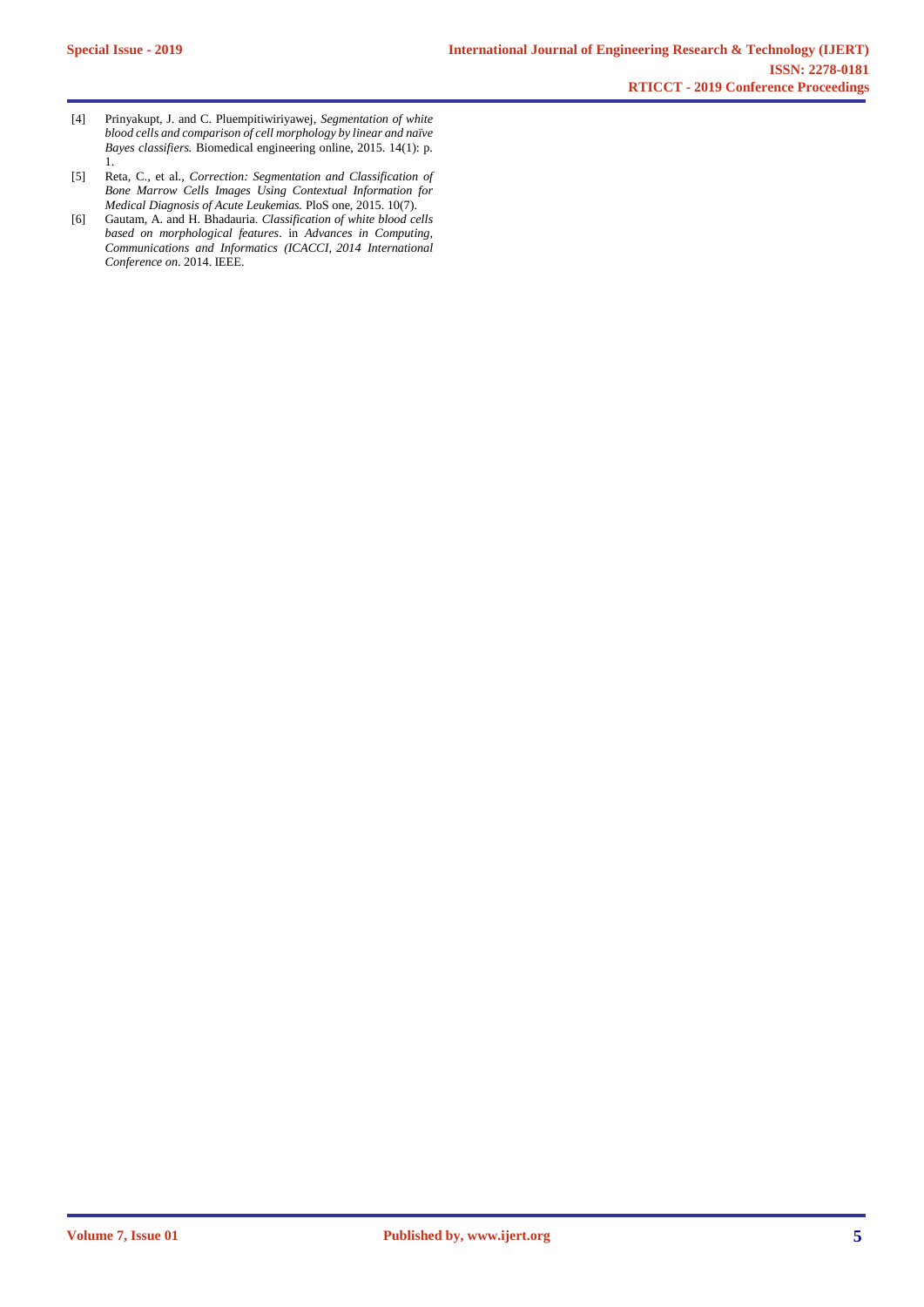[4] Prinyakupt, J. and C. Pluempitiwiriyawej, *Segmentation of white blood cells and comparison of cell morphology by linear and naïve Bayes classifiers.* Biomedical engineering online, 2015. 14(1): p. 1.

[5] Reta, C., et al., *Correction: Segmentation and Classification of Bone Marrow Cells Images Using Contextual Information for Medical Diagnosis of Acute Leukemias.* PloS one, 2015. 10(7).

[6] Gautam, A. and H. Bhadauria. *Classification of white blood cells based on morphological features*. in *Advances in Computing, Communications and Informatics (ICACCI, 2014 International Conference on*. 2014. IEEE.